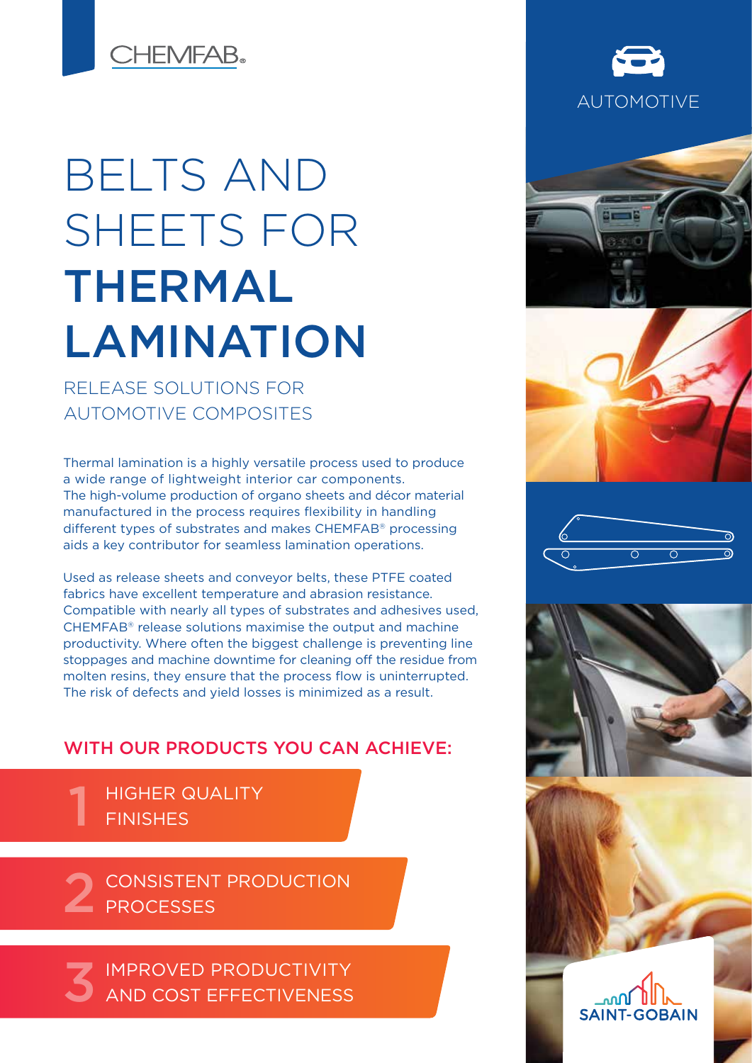CHEMFAB®

AUTOMOTIVE

# BELTS AND SHEETS FOR **THERMAL LAMINATION**

## RELEASE SOLUTIONS FOR AUTOMOTIVE COMPOSITES

Thermal lamination is a highly versatile process used to produce a wide range of lightweight interior car components. The high-volume production of organo sheets and décor material manufactured in the process requires flexibility in handling different types of substrates and makes CHEMFAB® processing aids a key contributor for seamless lamination operations.

Used as release sheets and conveyor belts, these PTFE coated fabrics have excellent temperature and abrasion resistance. Compatible with nearly all types of substrates and adhesives used, CHEMFAB® release solutions maximise the output and machine productivity. Where often the biggest challenge is preventing line stoppages and machine downtime for cleaning off the residue from molten resins, they ensure that the process flow is uninterrupted. The risk of defects and yield losses is minimized as a result.

### WITH OUR PRODUCTS YOU CAN ACHIEVE:

1. HIGHER QUALITY FINISHES
2. CONSISTENT PRODUCTION PROCESSES
3. IMPROVED PRODUCTIVITY AND COST EFFECTIVENESS

SAINT-GOBAIN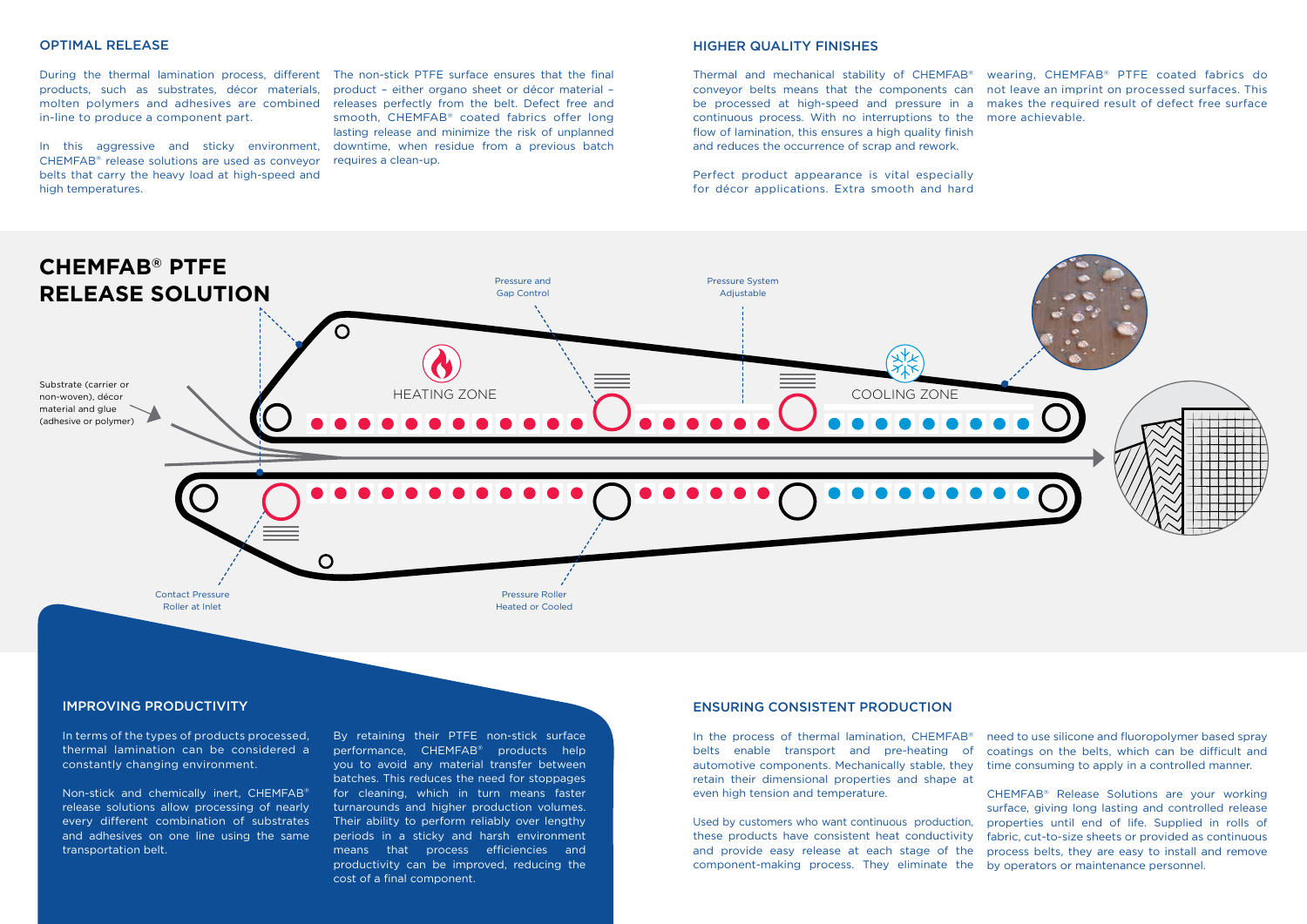## OPTIMAL RELEASE

During the thermal lamination process, different products, such as substrates, décor materials, molten polymers and adhesives are combined in-line to produce a component part.

In this aggressive and sticky environment, CHEMFAB® release solutions are used as conveyor belts that carry the heavy load at high-speed and high temperatures.

The non-stick PTFE surface ensures that the final product – either organo sheet or décor material – releases perfectly from the belt. Defect free and smooth, CHEMFAB® coated fabrics offer long lasting release and minimize the risk of unplanned downtime, when residue from a previous batch requires a clean-up.

## HIGHER QUALITY FINISHES

Thermal and mechanical stability of CHEMFAB® conveyor belts means that the components can be processed at high-speed and pressure in a continuous process. With no interruptions to the flow of lamination, this ensures a high quality finish and reduces the occurrence of scrap and rework.

Perfect product appearance is vital especially for décor applications. Extra smooth and hard wearing, CHEMFAB® PTFE coated fabrics do not leave an imprint on processed surfaces. This makes the required result of defect free surface more achievable.

## CHEMFAB® PTFE RELEASE SOLUTION

Substrate (carrier or non-woven), décor material and glue (adhesive or polymer)

Pressure and Gap Control

Pressure System Adjustable

HEATING ZONE

COOLING ZONE

Contact Pressure Roller at Inlet

Pressure Roller Heated or Cooled

## IMPROVING PRODUCTIVITY

In terms of the types of products processed, thermal lamination can be considered a constantly changing environment.

Non-stick and chemically inert, CHEMFAB® release solutions allow processing of nearly every different combination of substrates and adhesives on one line using the same transportation belt.

By retaining their PTFE non-stick surface performance, CHEMFAB® products help you to avoid any material transfer between batches. This reduces the need for stoppages for cleaning, which in turn means faster turnarounds and higher production volumes. Their ability to perform reliably over lengthy periods in a sticky and harsh environment means that process efficiencies and productivity can be improved, reducing the cost of a final component.

## ENSURING CONSISTENT PRODUCTION

In the process of thermal lamination, CHEMFAB® belts enable transport and pre-heating of automotive components. Mechanically stable, they retain their dimensional properties and shape at even high tension and temperature.

Used by customers who want continuous production, these products have consistent heat conductivity and provide easy release at each stage of the component-making process. They eliminate the need to use silicone and fluoropolymer based spray coatings on the belts, which can be difficult and time consuming to apply in a controlled manner.

CHEMFAB® Release Solutions are your working surface, giving long lasting and controlled release properties until end of life. Supplied in rolls of fabric, cut-to-size sheets or provided as continuous process belts, they are easy to install and remove by operators or maintenance personnel.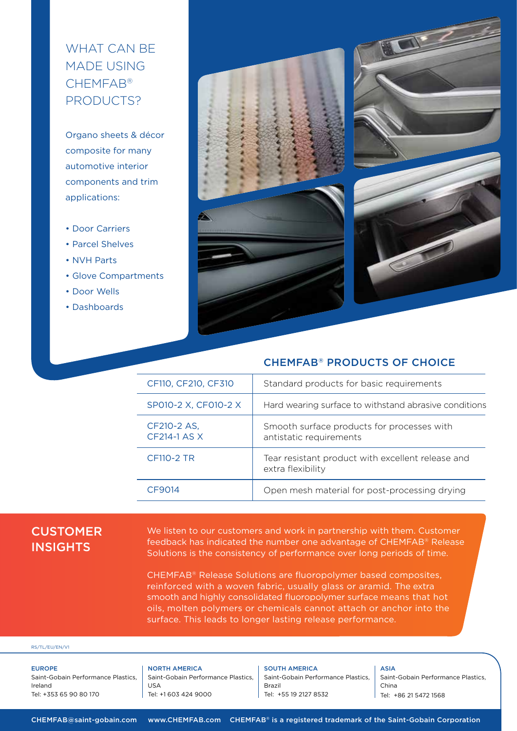## WHAT CAN BE MADE USING CHEMFAB® PRODUCTS?

Organo sheets & décor composite for many automotive interior components and trim applications:

- Door Carriers
- Parcel Shelves
- NVH Parts
- Glove Compartments
- Door Wells
- Dashboards

### CHEMFAB® PRODUCTS OF CHOICE

| | |
|---|---|
| CF110, CF210, CF310 | Standard products for basic requirements |
| SP010-2 X, CF010-2 X | Hard wearing surface to withstand abrasive conditions |
| CF210-2 AS, CF214-1 AS X | Smooth surface products for processes with antistatic requirements |
| CF110-2 TR | Tear resistant product with excellent release and extra flexibility |
| CF9014 | Open mesh material for post-processing drying |

## CUSTOMER INSIGHTS

We listen to our customers and work in partnership with them. Customer feedback has indicated the number one advantage of CHEMFAB® Release Solutions is the consistency of performance over long periods of time.

CHEMFAB® Release Solutions are fluoropolymer based composites, reinforced with a woven fabric, usually glass or aramid. The extra smooth and highly consolidated fluoropolymer surface means that hot oils, molten polymers or chemicals cannot attach or anchor into the surface. This leads to longer lasting release performance.

RS/TL/EU/EN/V1

**EUROPE**
Saint-Gobain Performance Plastics, Ireland
Tel: +353 65 90 80 170

**NORTH AMERICA**
Saint-Gobain Performance Plastics, USA
Tel: +1 603 424 9000

**SOUTH AMERICA**
Saint-Gobain Performance Plastics, Brazil
Tel: +55 19 2127 8532

**ASIA**
Saint-Gobain Performance Plastics, China
Tel: +86 21 5472 1568

CHEMFAB@saint-gobain.com www.CHEMFAB.com CHEMFAB® is a registered trademark of the Saint-Gobain Corporation